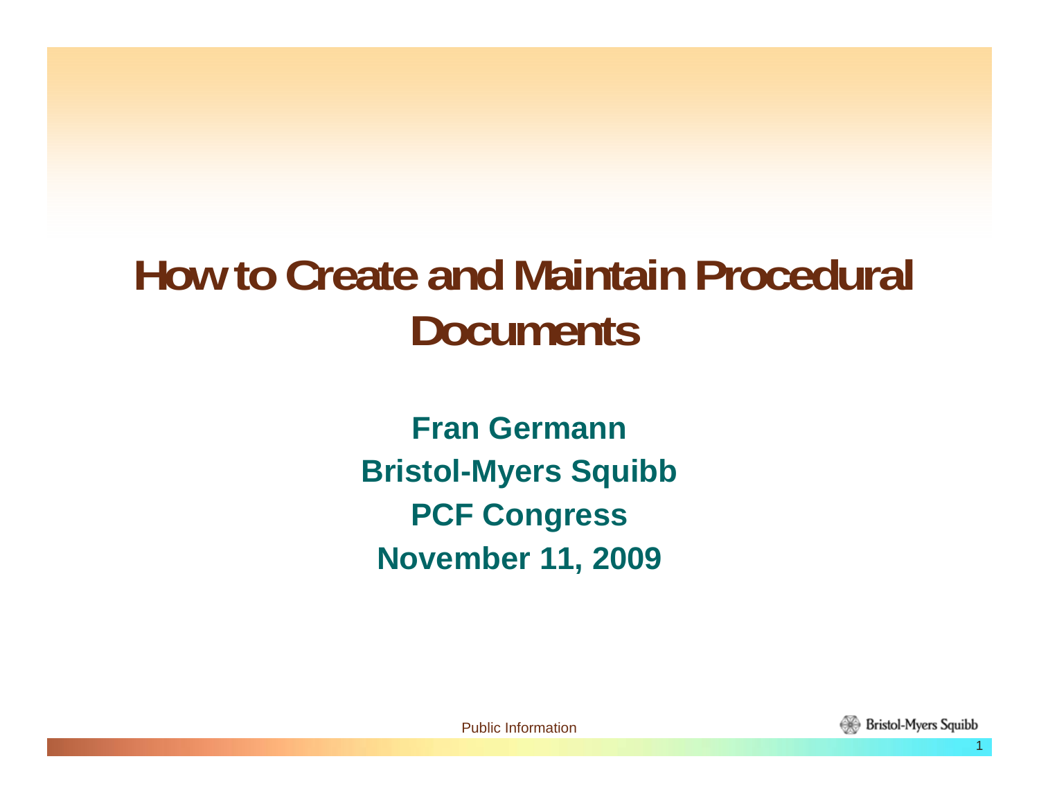# How to Create and Maintain Procedural Documents

**Fran Germann**

**Bristol-Myers Squibb**

**PCF Congress**

**November 11, 2009**

Public Information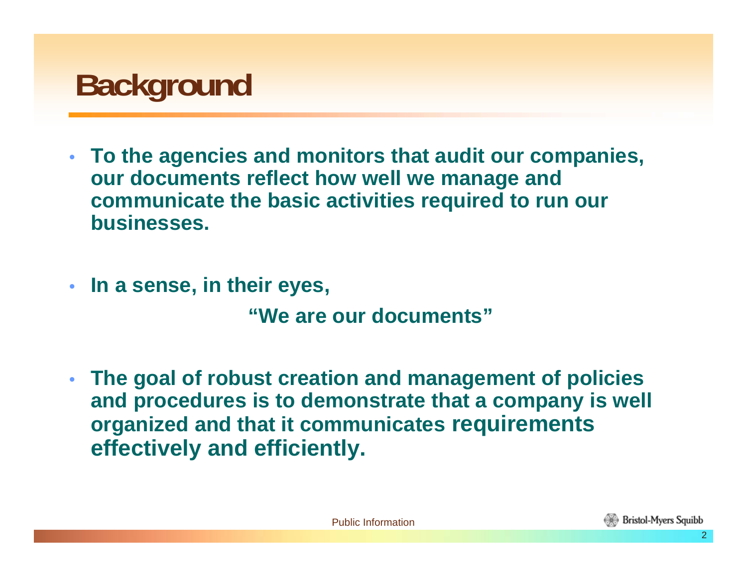# Background

- **To the agencies and monitors that audit our companies, our documents reflect how well we manage and communicate the basic activities required to run our businesses.**

- **In a sense, in their eyes,**

  **"We are our documents"**

- **The goal of robust creation and management of policies and procedures is to demonstrate that a company is well organized and that it communicates requirements effectively and efficiently.**

Public Information

Bristol-Myers Squibb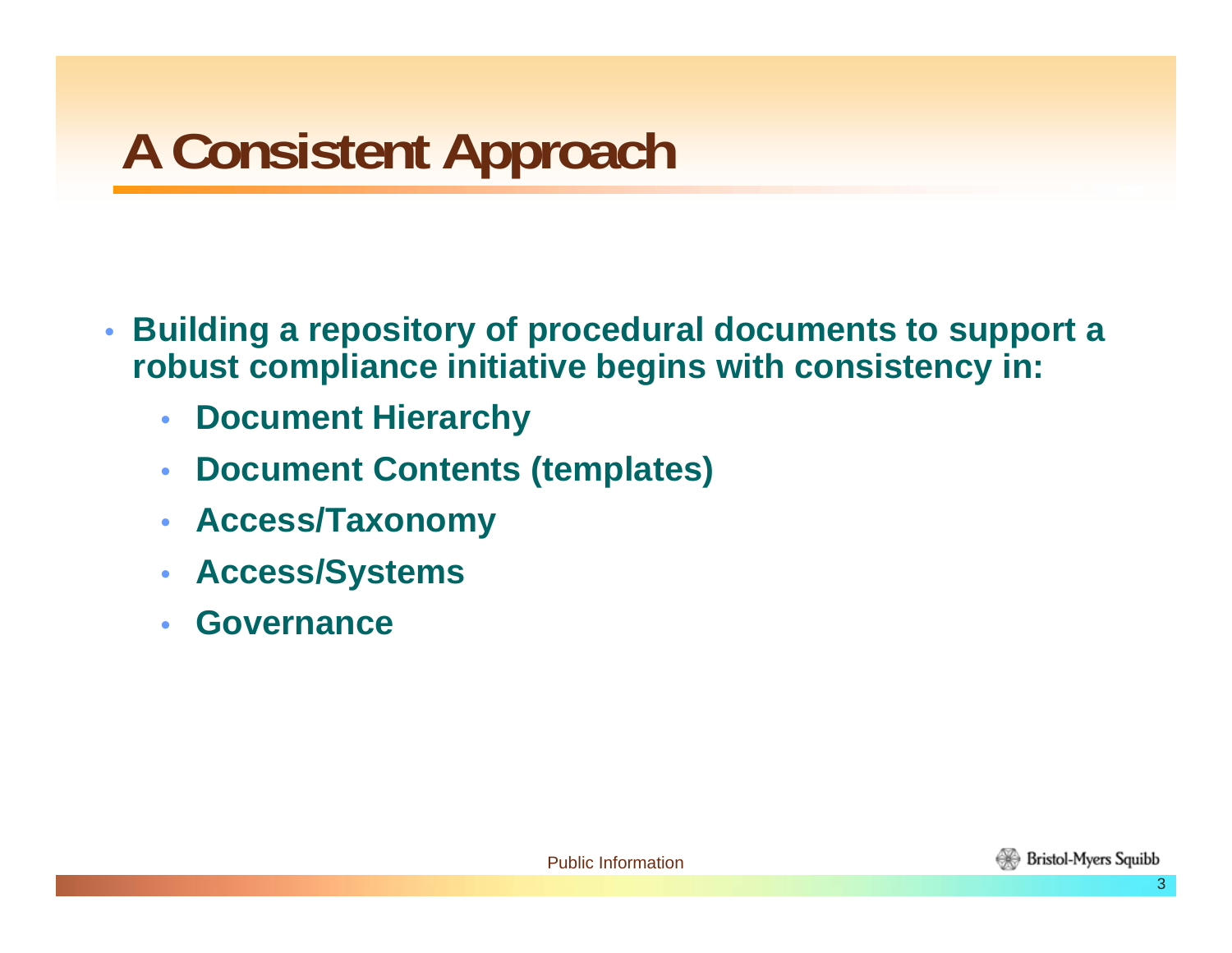# A Consistent Approach

- **Building a repository of procedural documents to support a robust compliance initiative begins with consistency in:**
  - **Document Hierarchy**
  - **Document Contents (templates)**
  - **Access/Taxonomy**
  - **Access/Systems**
  - **Governance**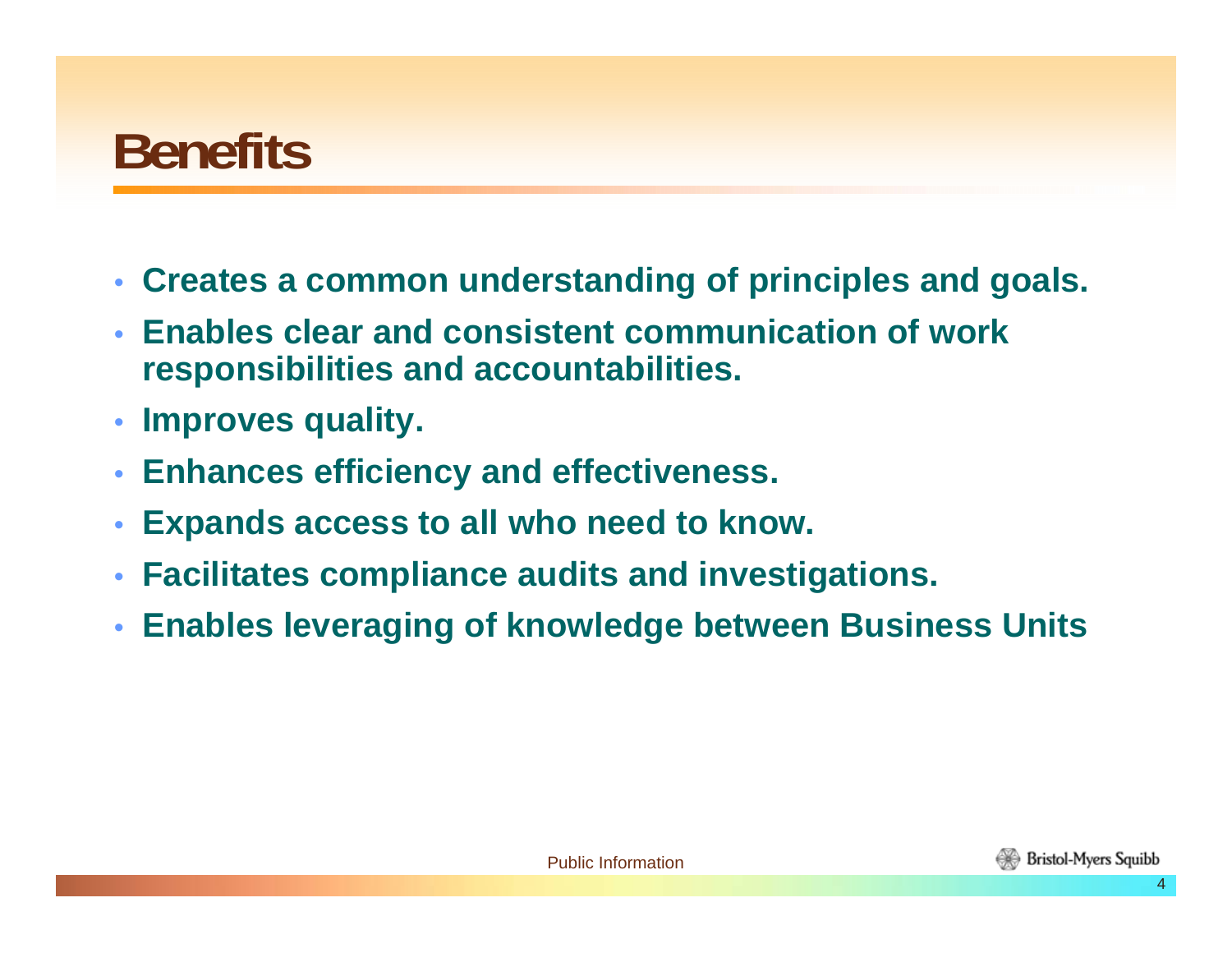# Benefits

- Creates a common understanding of principles and goals.
- Enables clear and consistent communication of work responsibilities and accountabilities.
- Improves quality.
- Enhances efficiency and effectiveness.
- Expands access to all who need to know.
- Facilitates compliance audits and investigations.
- Enables leveraging of knowledge between Business Units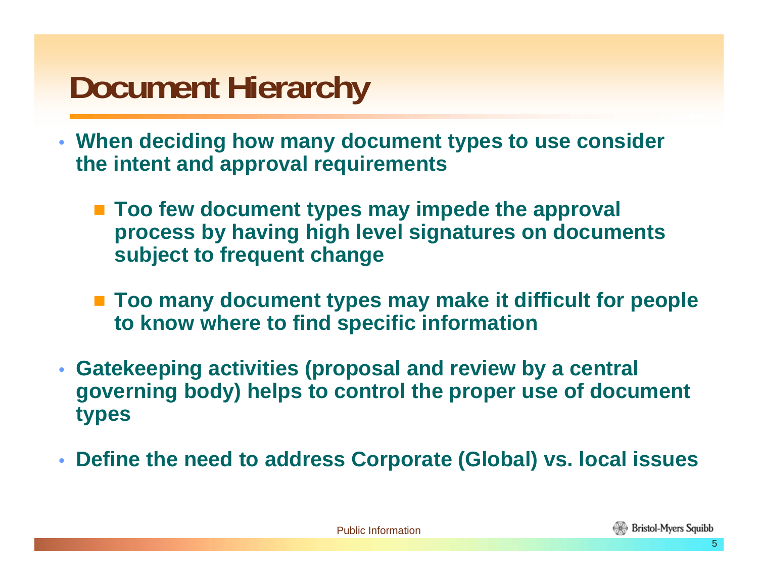# Document Hierarchy

- When deciding how many document types to use consider the intent and approval requirements
  - Too few document types may impede the approval process by having high level signatures on documents subject to frequent change
  - Too many document types may make it difficult for people to know where to find specific information
- Gatekeeping activities (proposal and review by a central governing body) helps to control the proper use of document types
- Define the need to address Corporate (Global) vs. local issues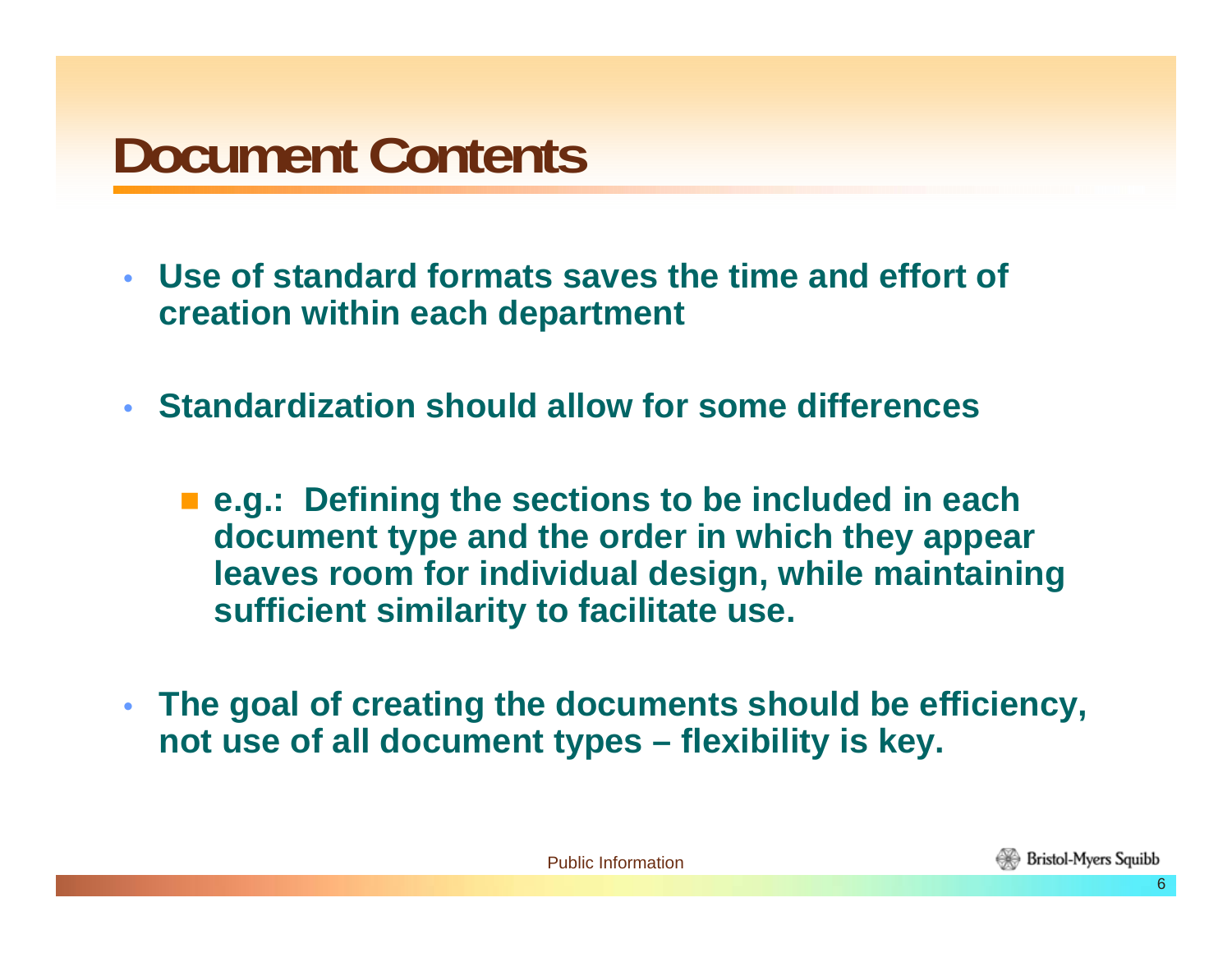# Document Contents

- **Use of standard formats saves the time and effort of creation within each department**

- **Standardization should allow for some differences**

  - **e.g.: Defining the sections to be included in each document type and the order in which they appear leaves room for individual design, while maintaining sufficient similarity to facilitate use.**

- **The goal of creating the documents should be efficiency, not use of all document types – flexibility is key.**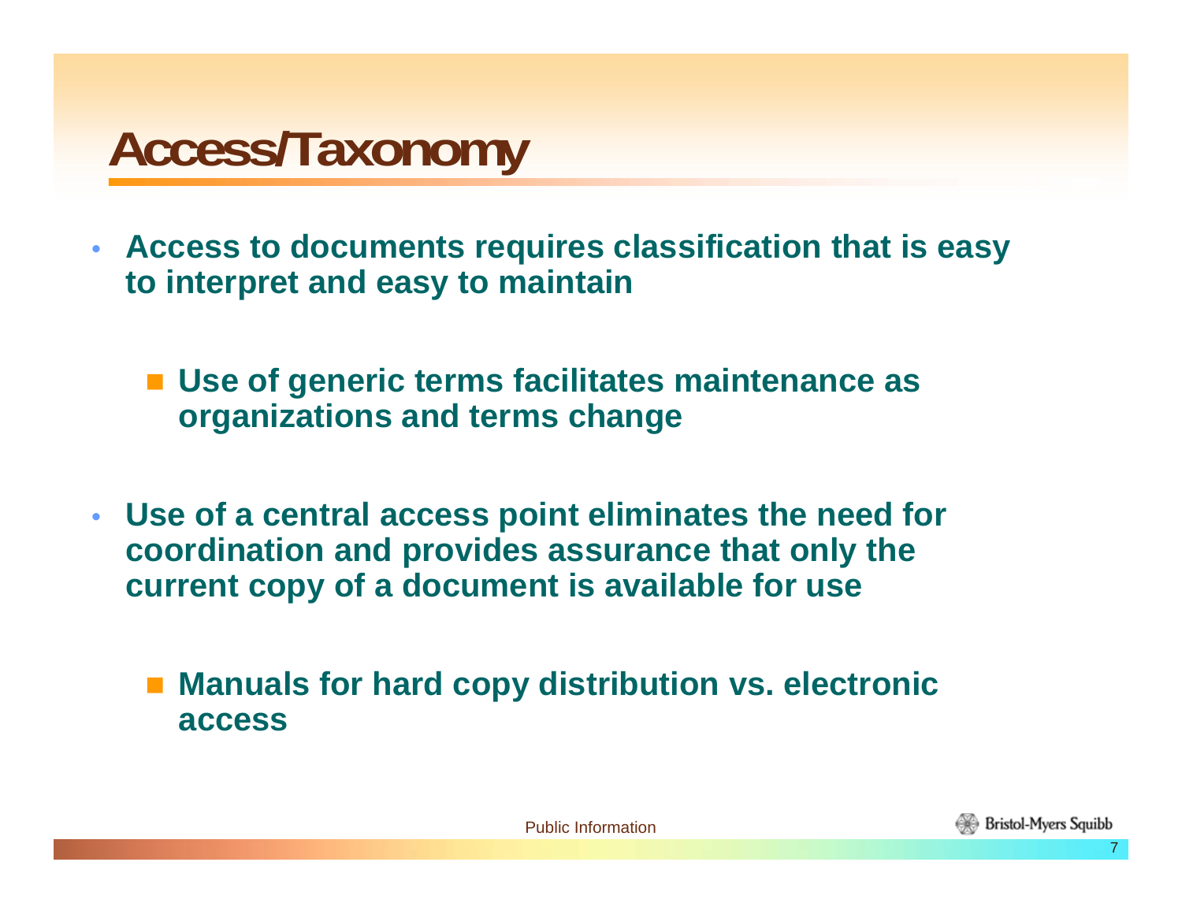# Access/Taxonomy

- **Access to documents requires classification that is easy to interpret and easy to maintain**
  - **Use of generic terms facilitates maintenance as organizations and terms change**
- **Use of a central access point eliminates the need for coordination and provides assurance that only the current copy of a document is available for use**
  - **Manuals for hard copy distribution vs. electronic access**

Public Information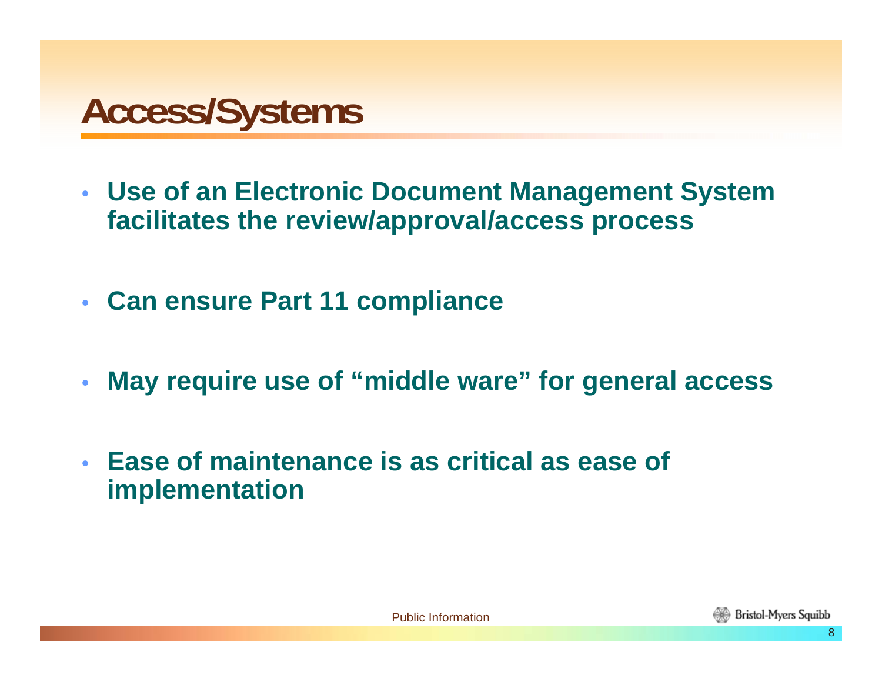# Access/Systems

- **Use of an Electronic Document Management System facilitates the review/approval/access process**
- **Can ensure Part 11 compliance**
- **May require use of "middle ware" for general access**
- **Ease of maintenance is as critical as ease of implementation**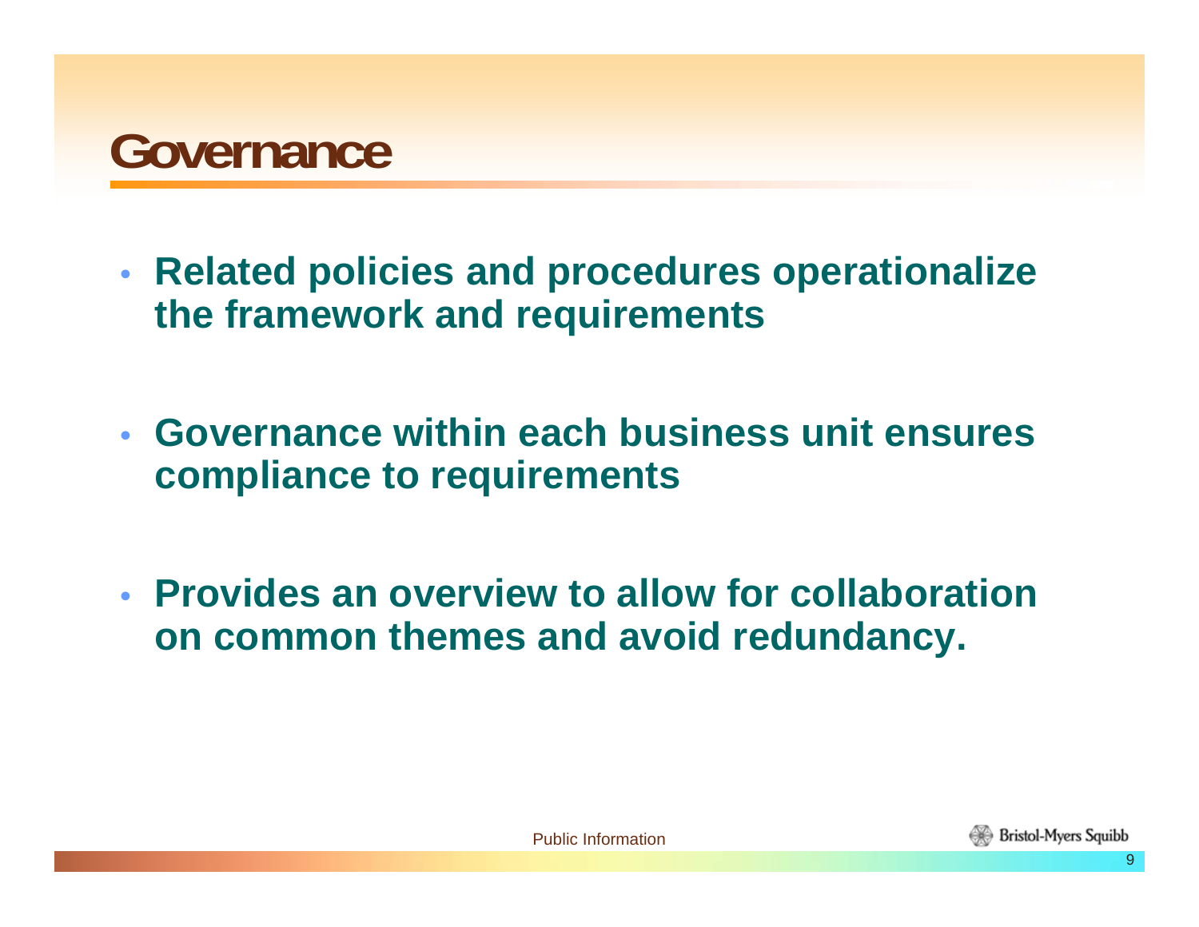# Governance

- Related policies and procedures operationalize the framework and requirements
- Governance within each business unit ensures compliance to requirements
- Provides an overview to allow for collaboration on common themes and avoid redundancy.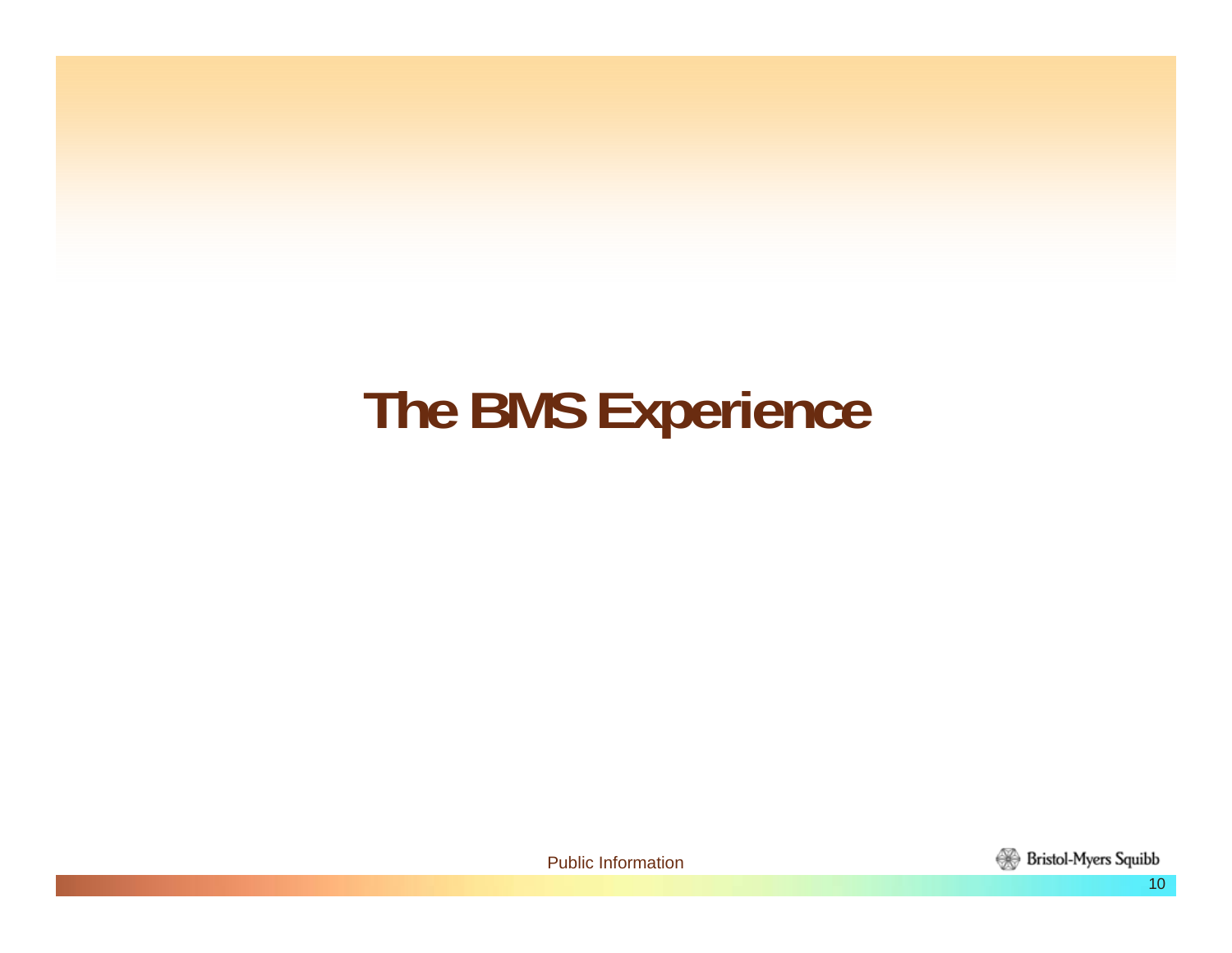# The BMS Experience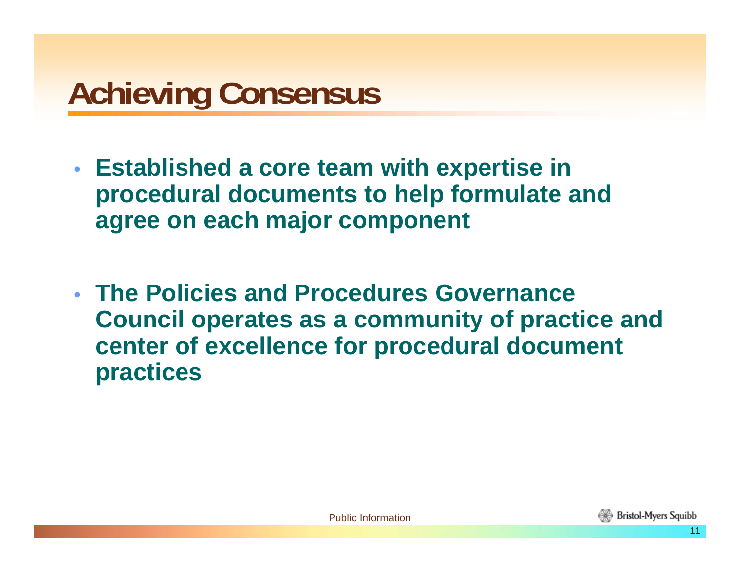# Achieving Consensus

- **Established a core team with expertise in procedural documents to help formulate and agree on each major component**

- **The Policies and Procedures Governance Council operates as a community of practice and center of excellence for procedural document practices**

Public Information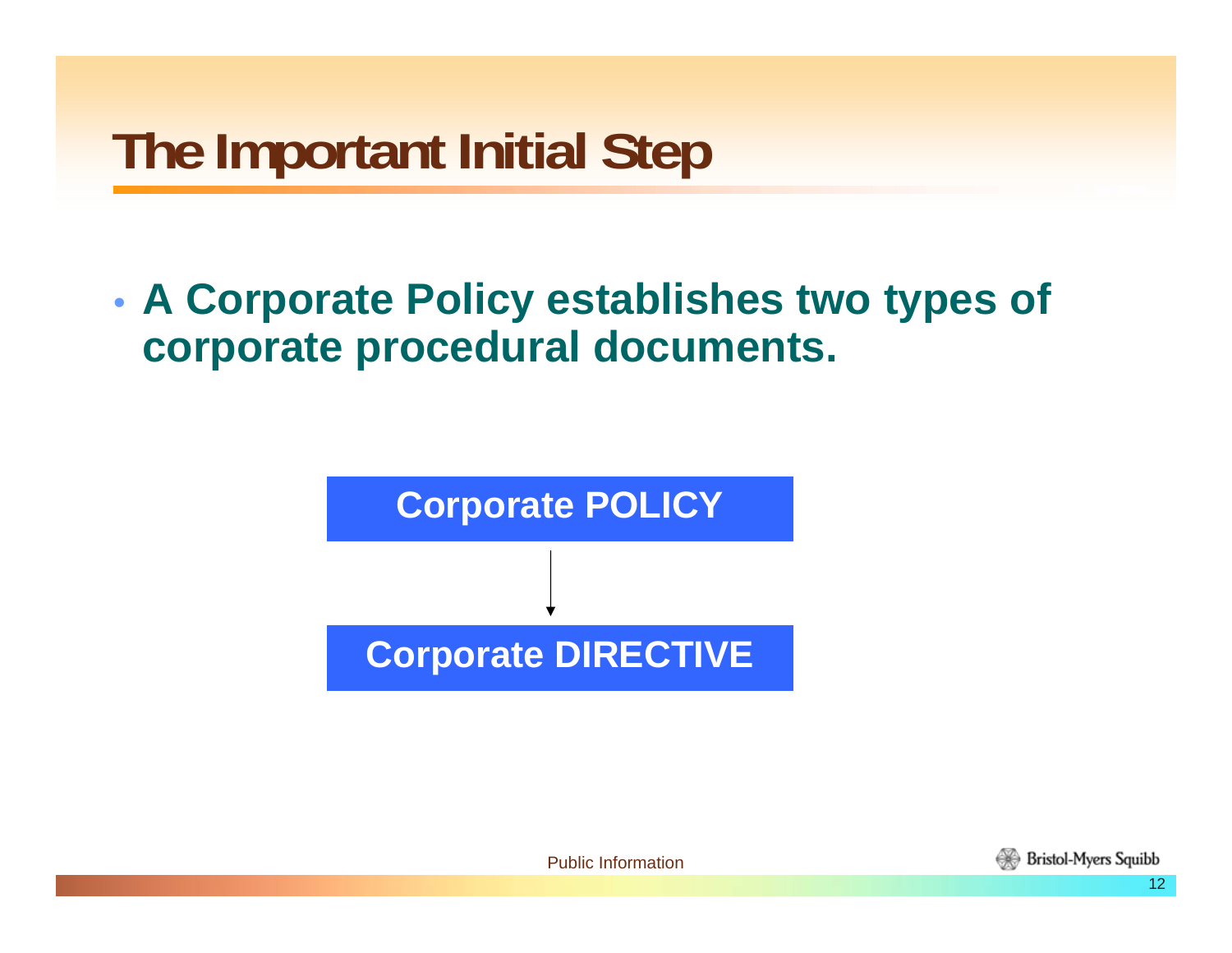# The Important Initial Step

- **A Corporate Policy establishes two types of corporate procedural documents.**

**Corporate POLICY**

↓

**Corporate DIRECTIVE**

Public Information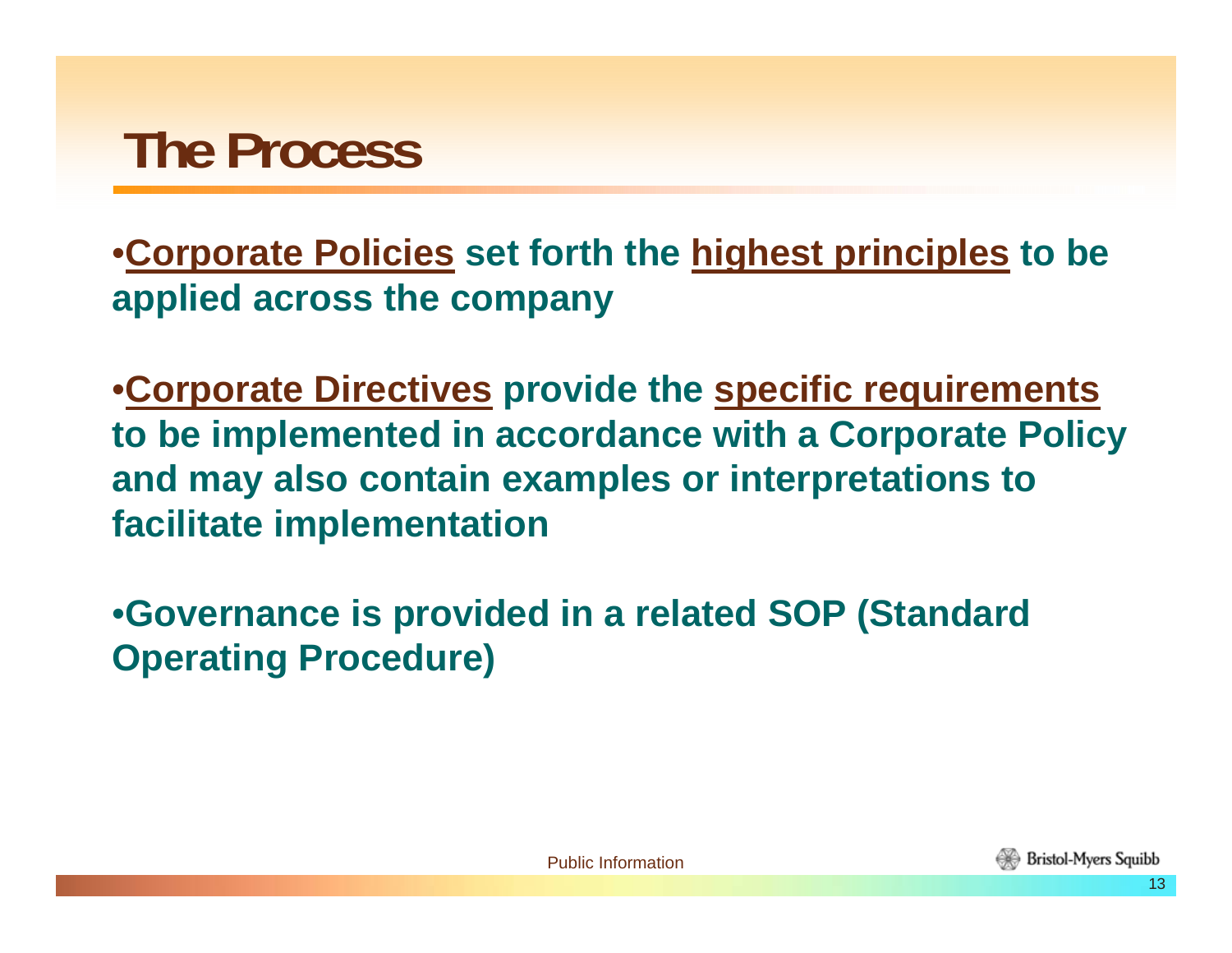# The Process

- **Corporate Policies** set forth the **highest principles** to be applied across the company

- **Corporate Directives** provide the **specific requirements** to be implemented in accordance with a Corporate Policy and may also contain examples or interpretations to facilitate implementation

- Governance is provided in a related SOP (Standard Operating Procedure)

Public Information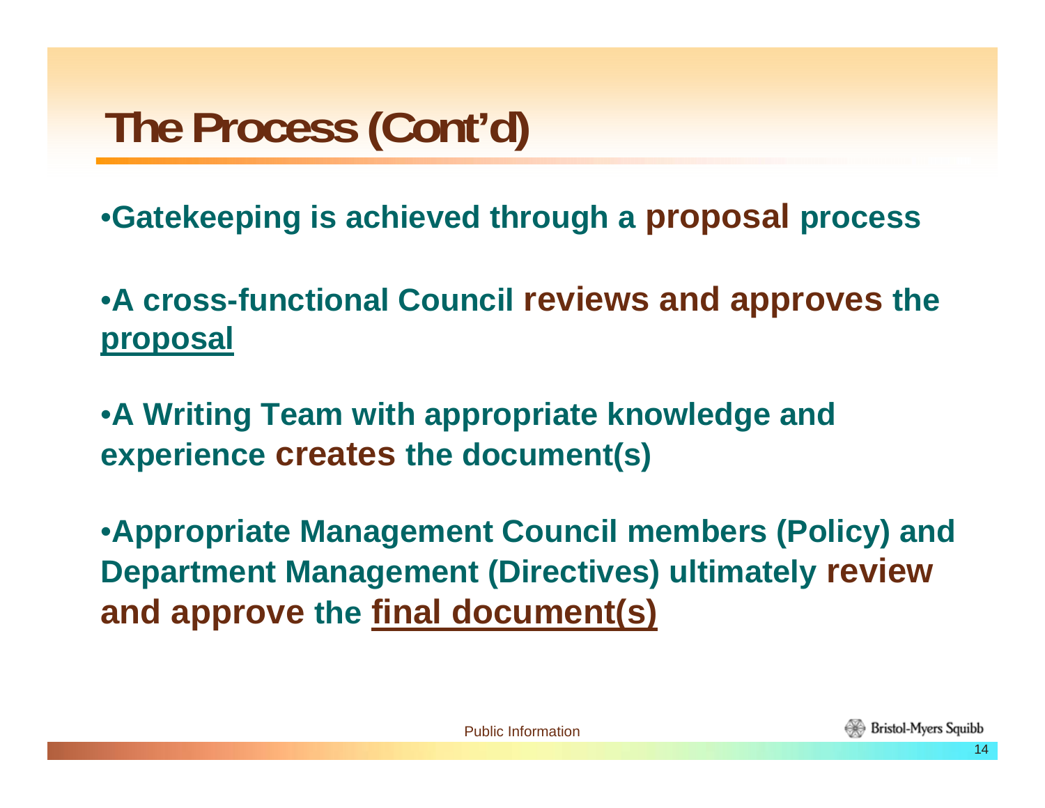# The Process (Cont'd)

- Gatekeeping is achieved through a proposal process
- A cross-functional Council reviews and approves the proposal
- A Writing Team with appropriate knowledge and experience creates the document(s)
- Appropriate Management Council members (Policy) and Department Management (Directives) ultimately review and approve the final document(s)

Public Information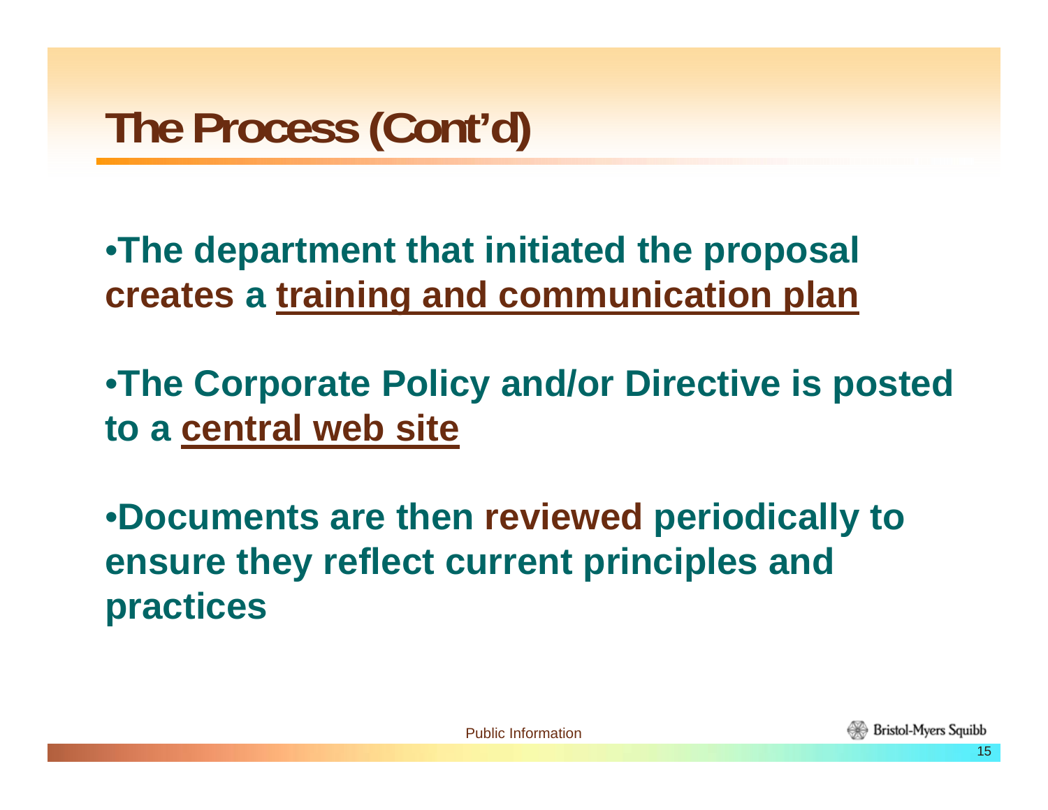# The Process (Cont'd)

- **The department that initiated the proposal creates a training and communication plan**

- **The Corporate Policy and/or Directive is posted to a central web site**

- **Documents are then reviewed periodically to ensure they reflect current principles and practices**

Public Information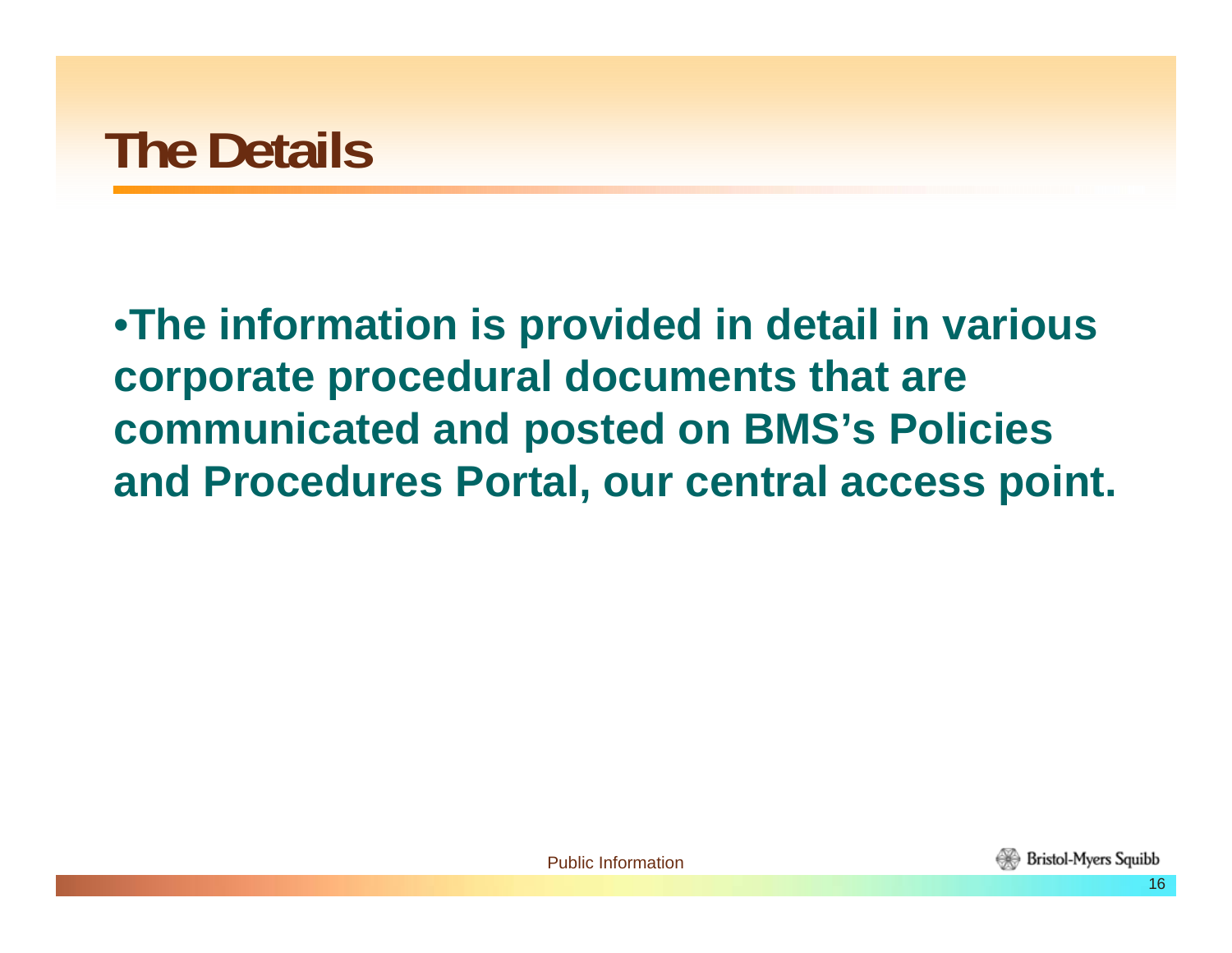# The Details

- **The information is provided in detail in various corporate procedural documents that are communicated and posted on BMS's Policies and Procedures Portal, our central access point.**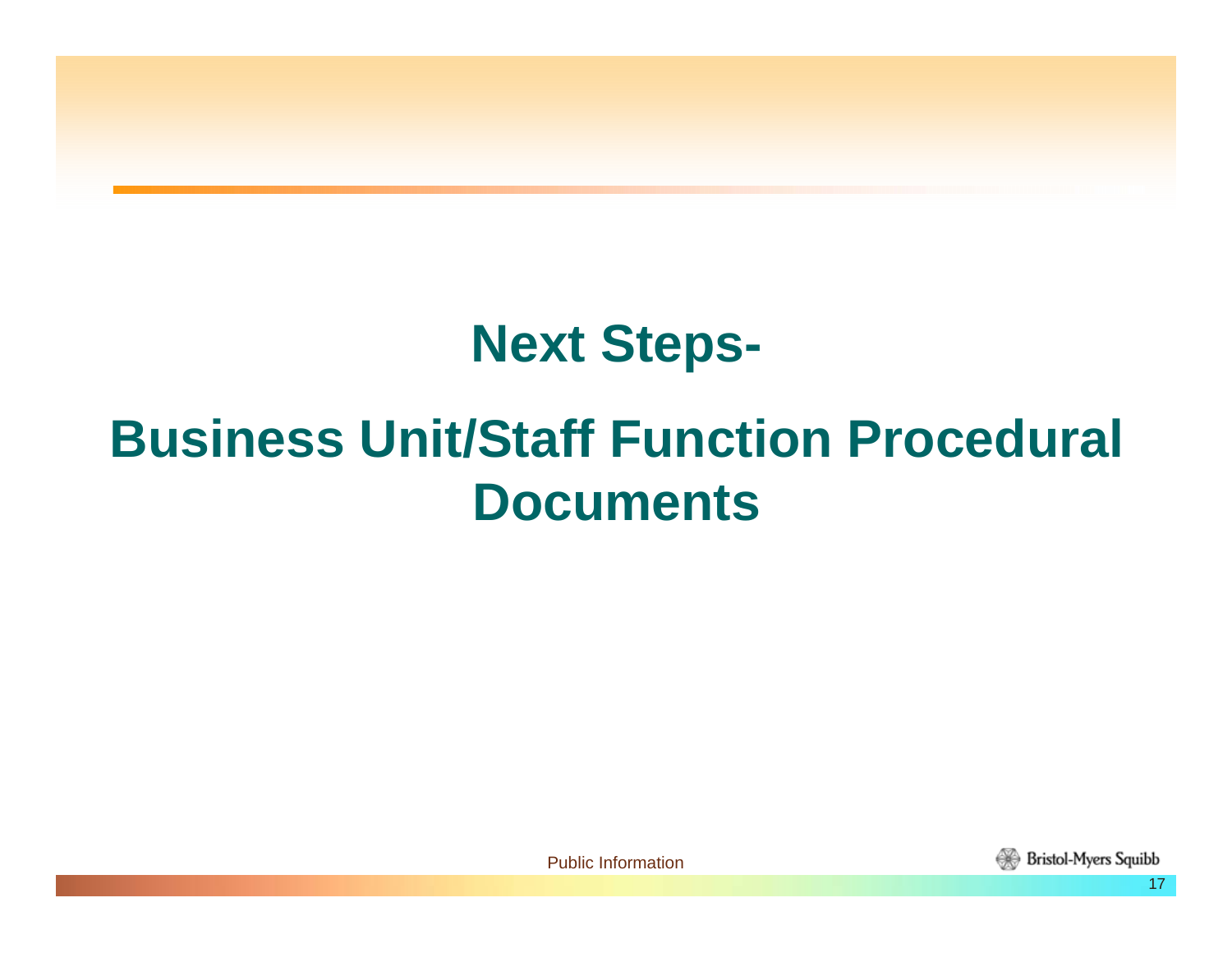# Next Steps-

# Business Unit/Staff Function Procedural Documents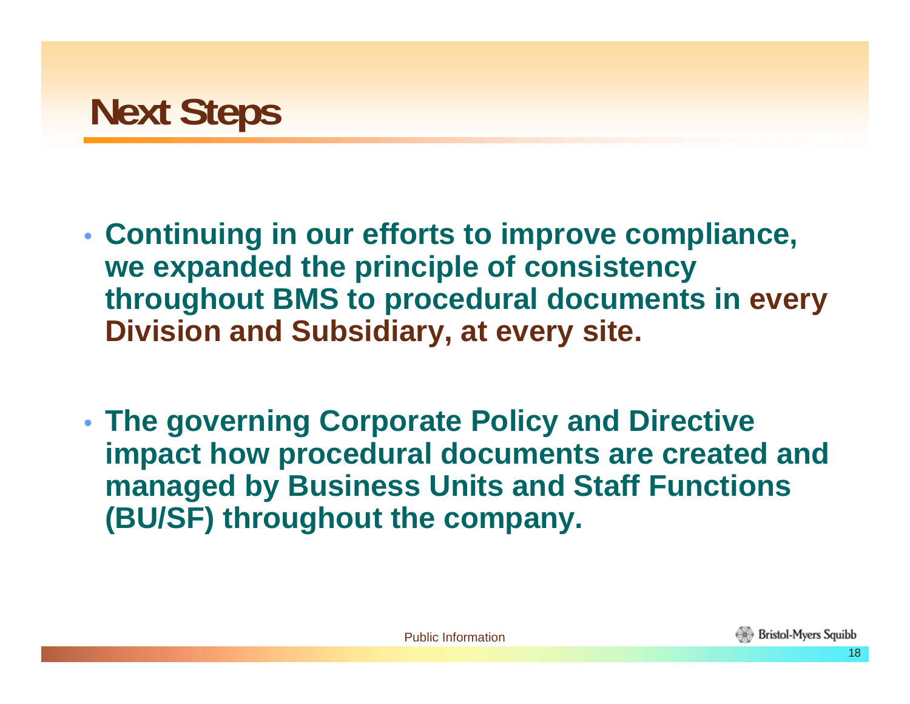# Next Steps

- **Continuing in our efforts to improve compliance, we expanded the principle of consistency throughout BMS to procedural documents in every Division and Subsidiary, at every site.**

- **The governing Corporate Policy and Directive impact how procedural documents are created and managed by Business Units and Staff Functions (BU/SF) throughout the company.**

Public Information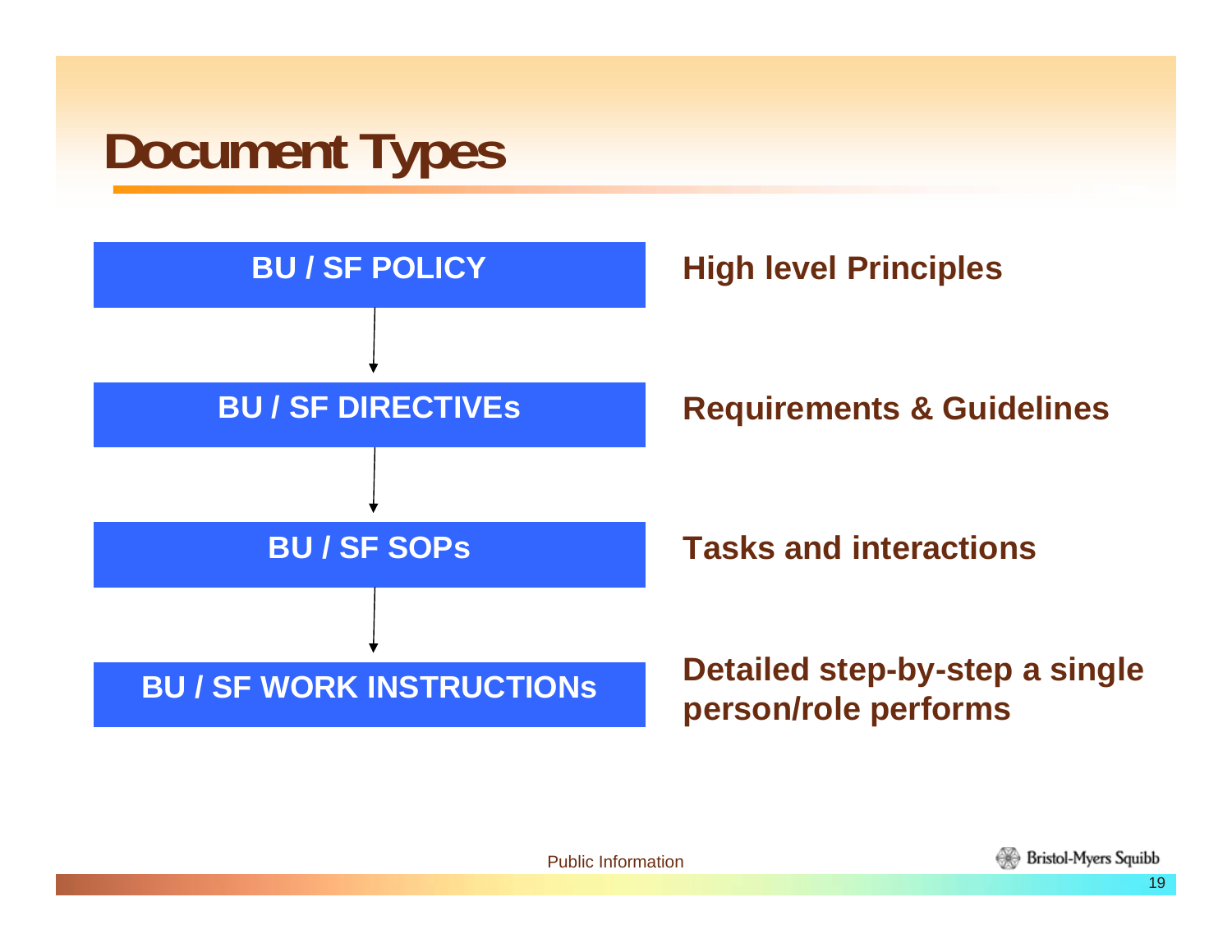# Document Types

| Document | Description |
| --- | --- |
| BU / SF POLICY | High level Principles |
| BU / SF DIRECTIVEs | Requirements & Guidelines |
| BU / SF SOPs | Tasks and interactions |
| BU / SF WORK INSTRUCTIONs | Detailed step-by-step a single person/role performs |

Public Information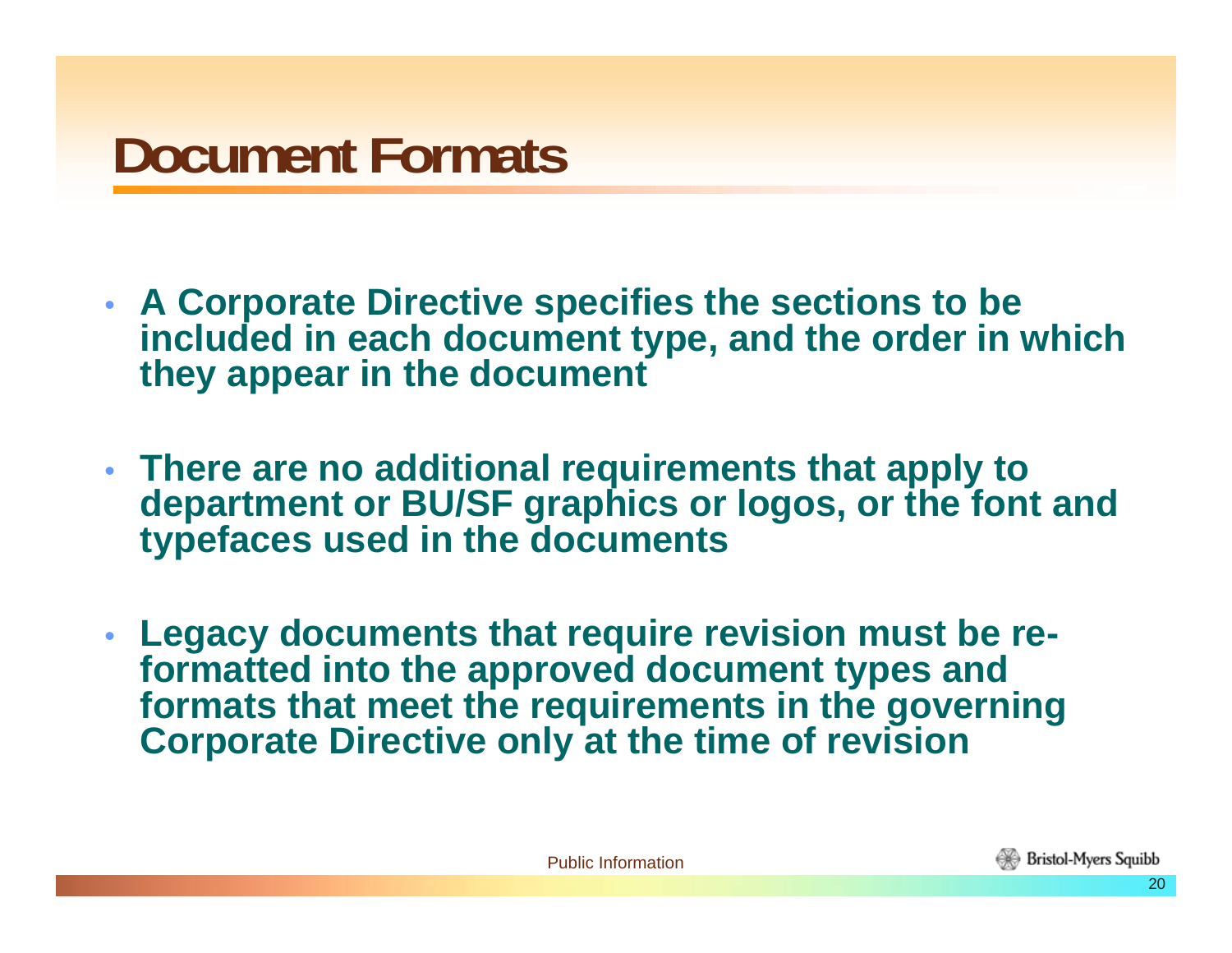# Document Formats

- A Corporate Directive specifies the sections to be included in each document type, and the order in which they appear in the document
- There are no additional requirements that apply to department or BU/SF graphics or logos, or the font and typefaces used in the documents
- Legacy documents that require revision must be re-formatted into the approved document types and formats that meet the requirements in the governing Corporate Directive only at the time of revision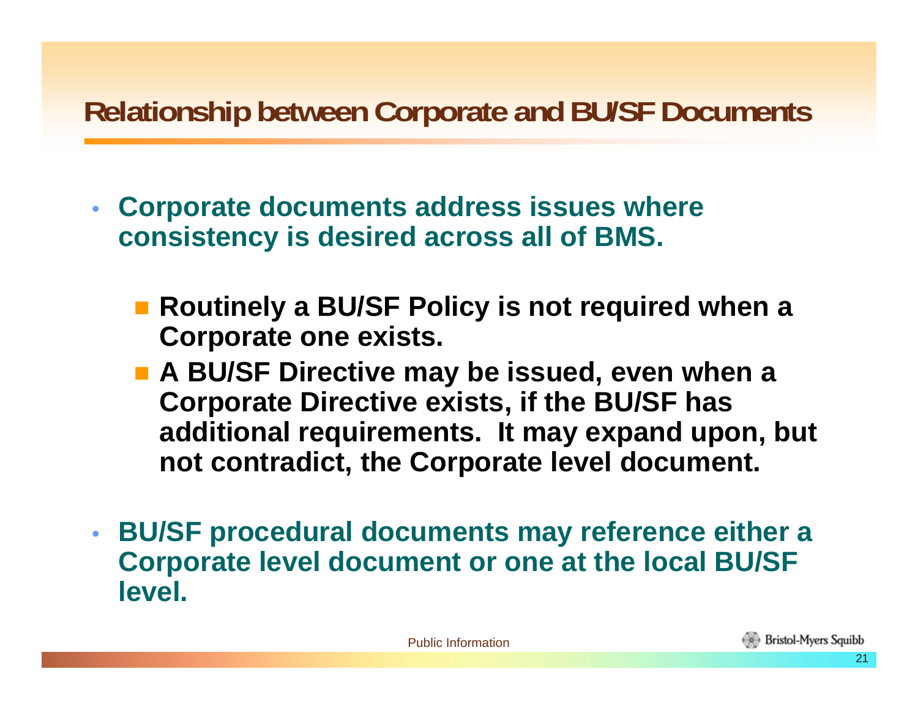## Relationship between Corporate and BU/SF Documents

- **Corporate documents address issues where consistency is desired across all of BMS.**
  - **Routinely a BU/SF Policy is not required when a Corporate one exists.**
  - **A BU/SF Directive may be issued, even when a Corporate Directive exists, if the BU/SF has additional requirements. It may expand upon, but not contradict, the Corporate level document.**
- **BU/SF procedural documents may reference either a Corporate level document or one at the local BU/SF level.**

Public Information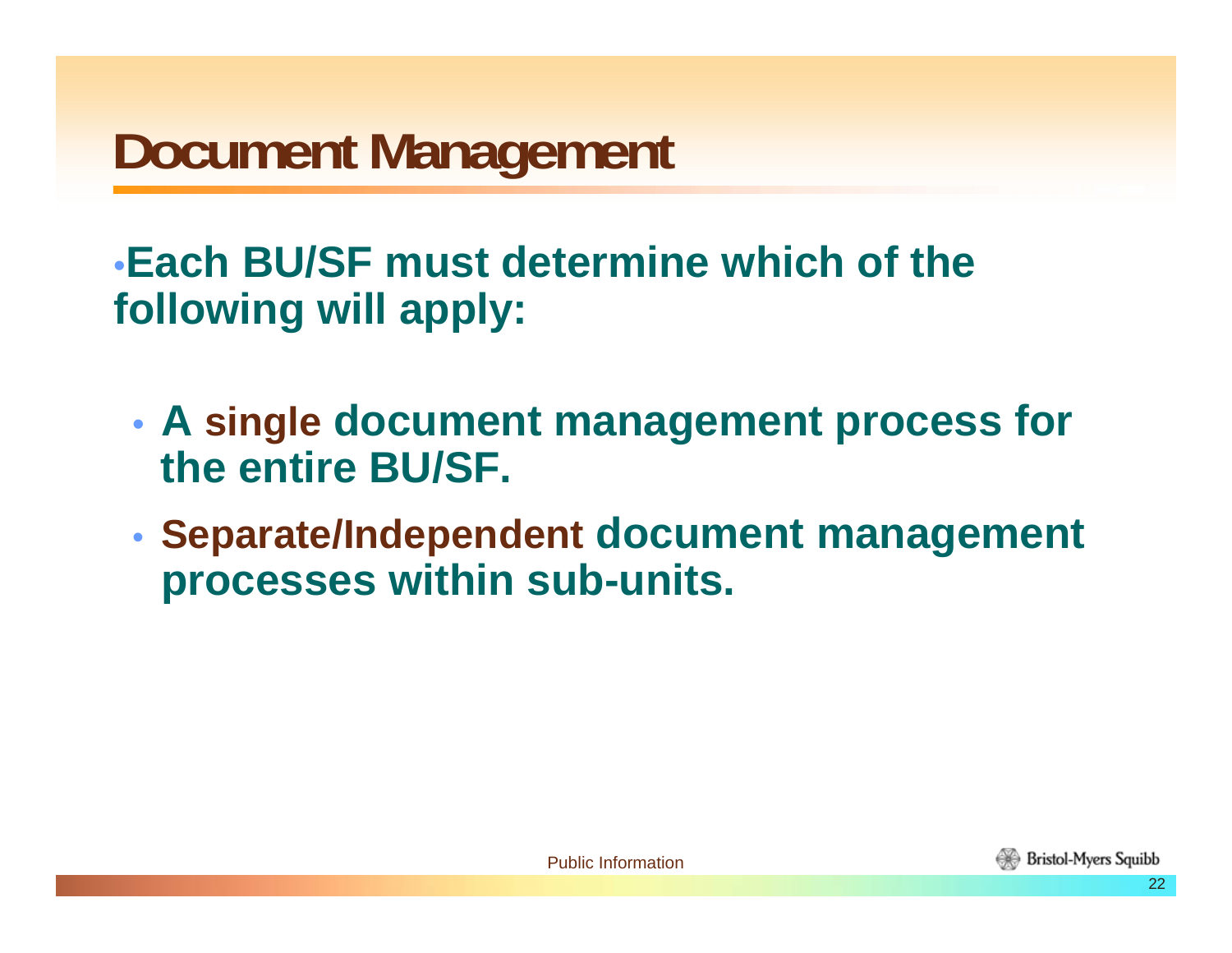# Document Management

- Each BU/SF must determine which of the following will apply:
  - A single document management process for the entire BU/SF.
  - Separate/Independent document management processes within sub-units.

Public Information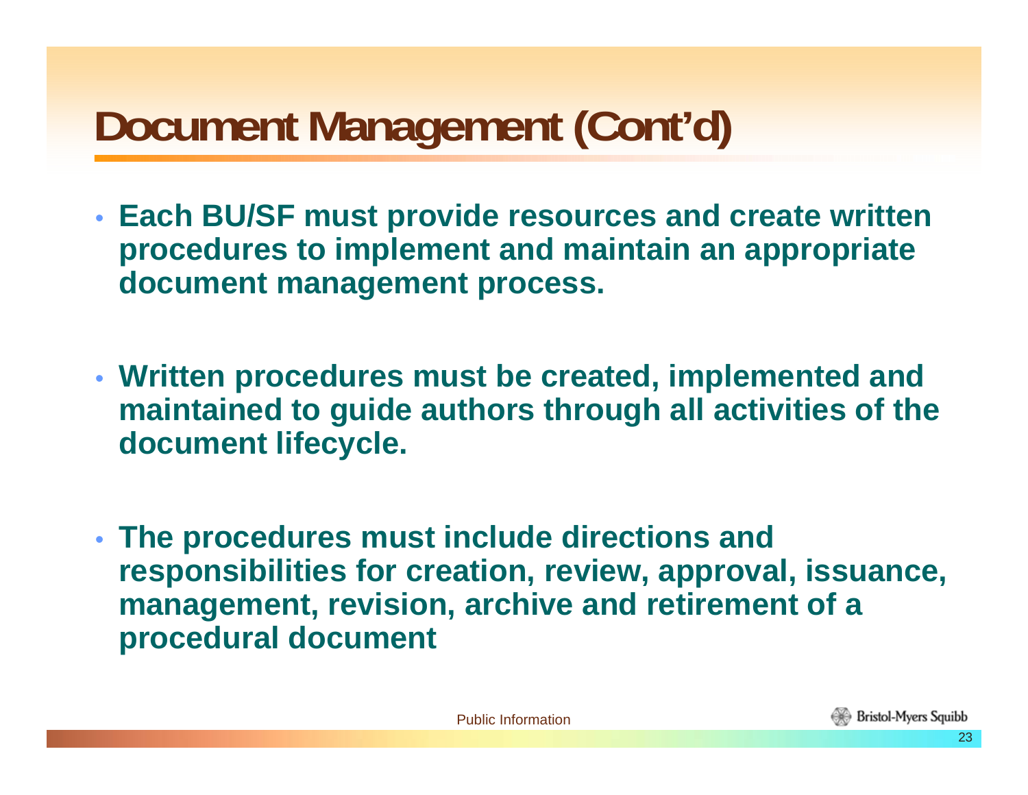# Document Management (Cont'd)

- **Each BU/SF must provide resources and create written procedures to implement and maintain an appropriate document management process.**

- **Written procedures must be created, implemented and maintained to guide authors through all activities of the document lifecycle.**

- **The procedures must include directions and responsibilities for creation, review, approval, issuance, management, revision, archive and retirement of a procedural document**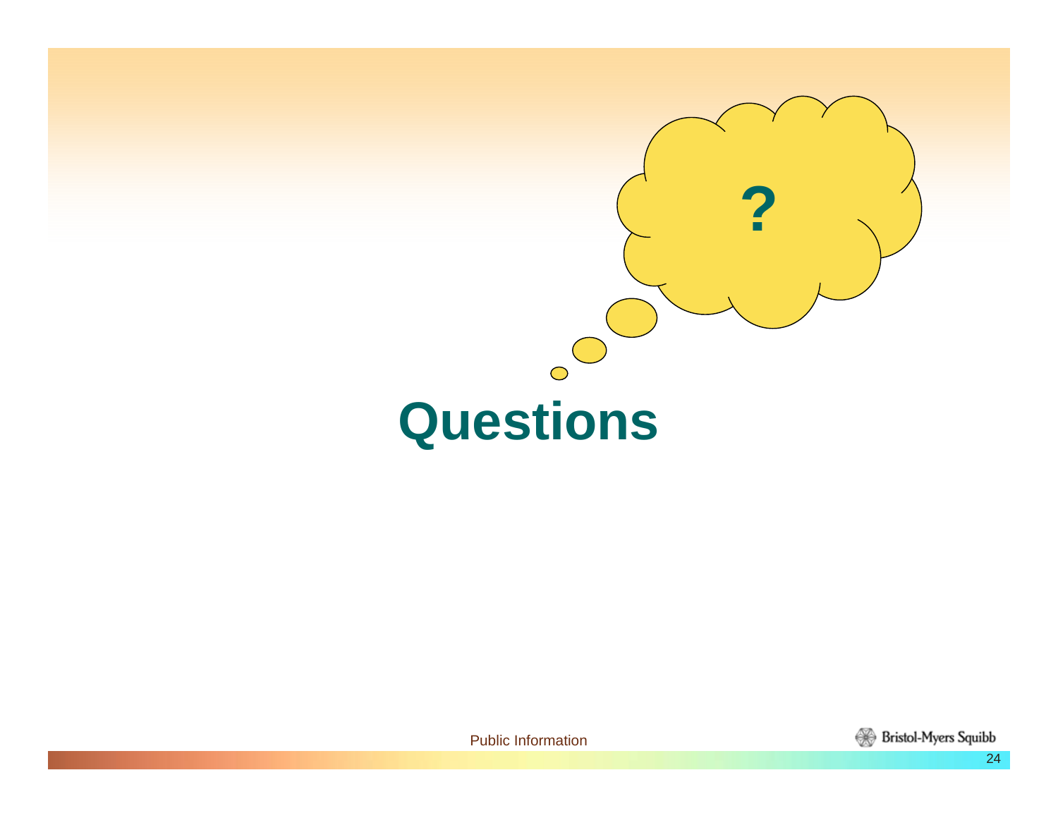?

# Questions

Public Information